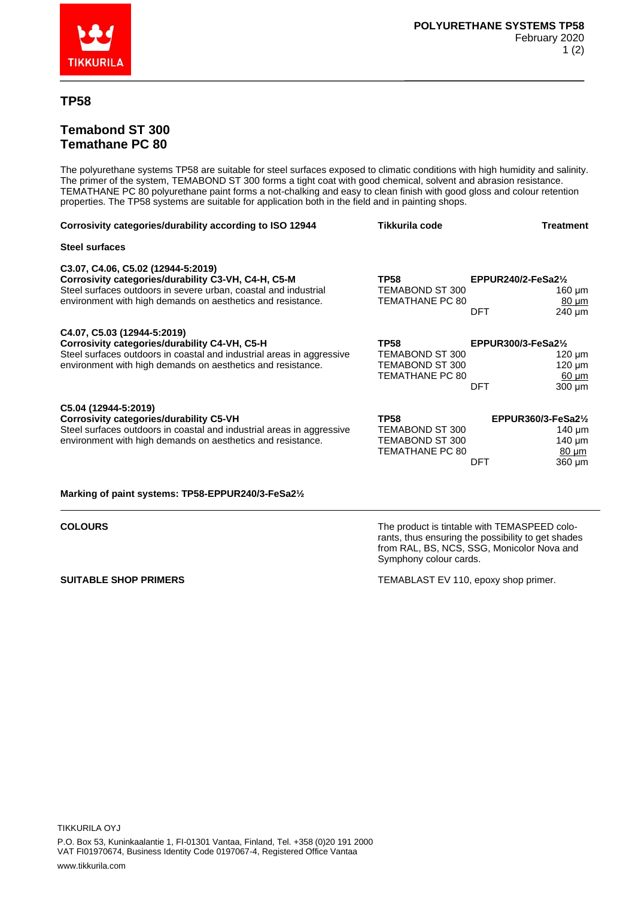# TP58

## Temabond ST 300
## Temathane PC 80

The polyurethane systems TP58 are suitable for steel surfaces exposed to climatic conditions with high humidity and salinity. The primer of the system, TEMABOND ST 300 forms a tight coat with good chemical, solvent and abrasion resistance. TEMATHANE PC 80 polyurethane paint forms a not-chalking and easy to clean finish with good gloss and colour retention properties. The TP58 systems are suitable for application both in the field and in painting shops.

| Corrosivity categories/durability according to ISO 12944 | Tikkurila code | | Treatment |
|---|---|---|---|
| **Steel surfaces** | | | |
| **C3.07, C4.06, C5.02 (12944-5:2019)**<br>**Corrosivity categories/durability C3-VH, C4-H, C5-M**<br>Steel surfaces outdoors in severe urban, coastal and industrial environment with high demands on aesthetics and resistance. | **TP58**<br>TEMABOND ST 300<br>TEMATHANE PC 80 | **EPPUR240/2-FeSa2½**<br><br><br>DFT | <br>160 µm<br>80 µm<br>240 µm |
| **C4.07, C5.03 (12944-5:2019)**<br>**Corrosivity categories/durability C4-VH, C5-H**<br>Steel surfaces outdoors in coastal and industrial areas in aggressive environment with high demands on aesthetics and resistance. | **TP58**<br>TEMABOND ST 300<br>TEMABOND ST 300<br>TEMATHANE PC 80 | **EPPUR300/3-FeSa2½**<br><br><br><br>DFT | <br>120 µm<br>120 µm<br>60 µm<br>300 µm |
| **C5.04 (12944-5:2019)**<br>**Corrosivity categories/durability C5-VH**<br>Steel surfaces outdoors in coastal and industrial areas in aggressive environment with high demands on aesthetics and resistance. | **TP58**<br>TEMABOND ST 300<br>TEMABOND ST 300<br>TEMATHANE PC 80 | <br><br><br><br>DFT | **EPPUR360/3-FeSa2½**<br>140 µm<br>140 µm<br>80 µm<br>360 µm |

**Marking of paint systems: TP58-EPPUR240/3-FeSa2½**

---

| | |
|---|---|
| **COLOURS** | The product is tintable with TEMASPEED colorants, thus ensuring the possibility to get shades from RAL, BS, NCS, SSG, Monicolor Nova and Symphony colour cards. |
| **SUITABLE SHOP PRIMERS** | TEMABLAST EV 110, epoxy shop primer. |

TIKKURILA OYJ
P.O. Box 53, Kuninkaalantie 1, FI-01301 Vantaa, Finland, Tel. +358 (0)20 191 2000
VAT FI01970674, Business Identity Code 0197067-4, Registered Office Vantaa
www.tikkurila.com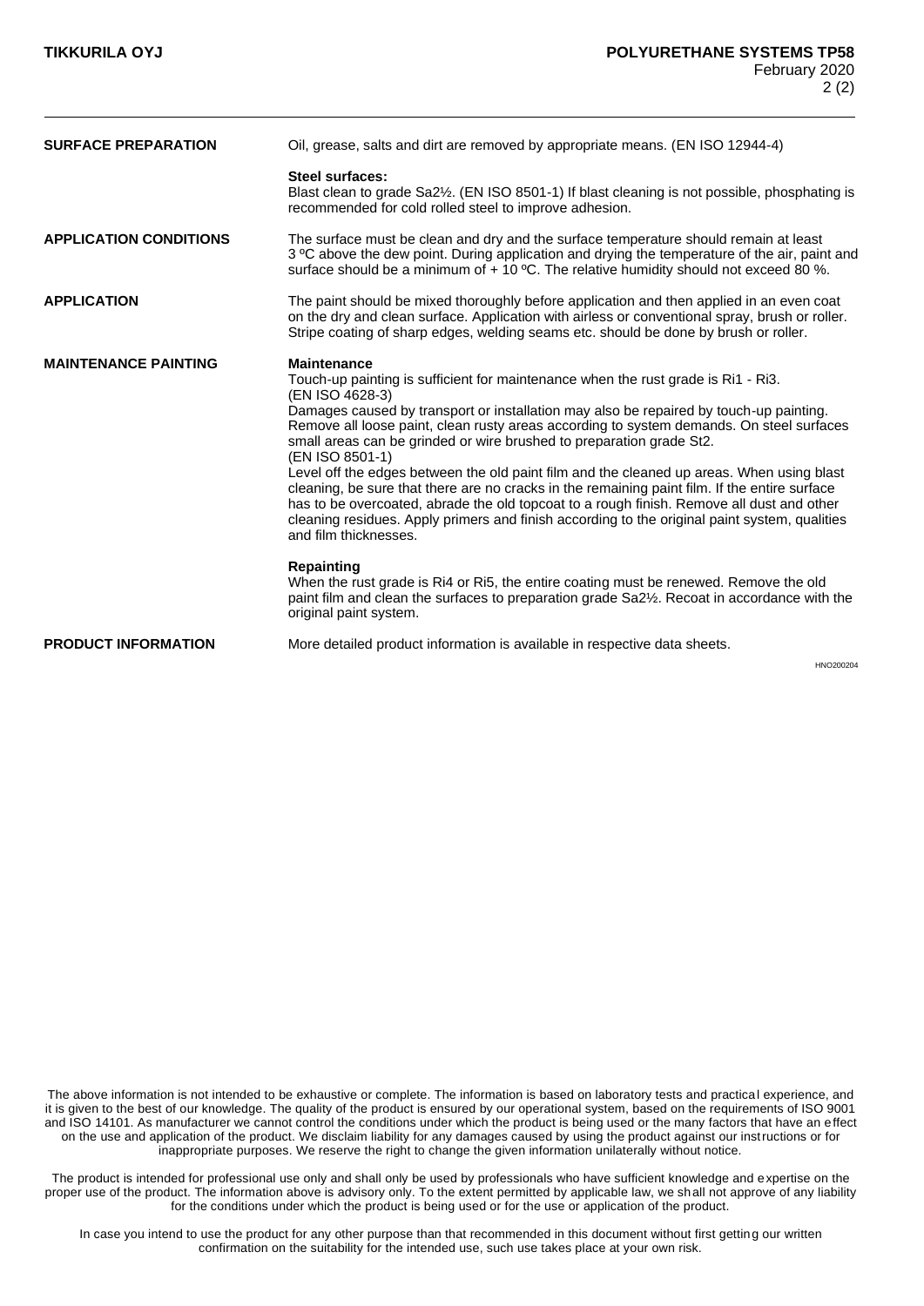## SURFACE PREPARATION

Oil, grease, salts and dirt are removed by appropriate means. (EN ISO 12944-4)

**Steel surfaces:**
Blast clean to grade Sa2½. (EN ISO 8501-1) If blast cleaning is not possible, phosphating is recommended for cold rolled steel to improve adhesion.

## APPLICATION CONDITIONS

The surface must be clean and dry and the surface temperature should remain at least 3 ºC above the dew point. During application and drying the temperature of the air, paint and surface should be a minimum of + 10 ºC. The relative humidity should not exceed 80 %.

## APPLICATION

The paint should be mixed thoroughly before application and then applied in an even coat on the dry and clean surface. Application with airless or conventional spray, brush or roller. Stripe coating of sharp edges, welding seams etc. should be done by brush or roller.

## MAINTENANCE PAINTING

**Maintenance**
Touch-up painting is sufficient for maintenance when the rust grade is Ri1 - Ri3. (EN ISO 4628-3)
Damages caused by transport or installation may also be repaired by touch-up painting. Remove all loose paint, clean rusty areas according to system demands. On steel surfaces small areas can be grinded or wire brushed to preparation grade St2. (EN ISO 8501-1)
Level off the edges between the old paint film and the cleaned up areas. When using blast cleaning, be sure that there are no cracks in the remaining paint film. If the entire surface has to be overcoated, abrade the old topcoat to a rough finish. Remove all dust and other cleaning residues. Apply primers and finish according to the original paint system, qualities and film thicknesses.

**Repainting**
When the rust grade is Ri4 or Ri5, the entire coating must be renewed. Remove the old paint film and clean the surfaces to preparation grade Sa2½. Recoat in accordance with the original paint system.

## PRODUCT INFORMATION

More detailed product information is available in respective data sheets.

HNO200204

The above information is not intended to be exhaustive or complete. The information is based on laboratory tests and practical experience, and it is given to the best of our knowledge. The quality of the product is ensured by our operational system, based on the requirements of ISO 9001 and ISO 14101. As manufacturer we cannot control the conditions under which the product is being used or the many factors that have an effect on the use and application of the product. We disclaim liability for any damages caused by using the product against our instructions or for inappropriate purposes. We reserve the right to change the given information unilaterally without notice.

The product is intended for professional use only and shall only be used by professionals who have sufficient knowledge and expertise on the proper use of the product. The information above is advisory only. To the extent permitted by applicable law, we shall not approve of any liability for the conditions under which the product is being used or for the use or application of the product.

In case you intend to use the product for any other purpose than that recommended in this document without first getting our written confirmation on the suitability for the intended use, such use takes place at your own risk.